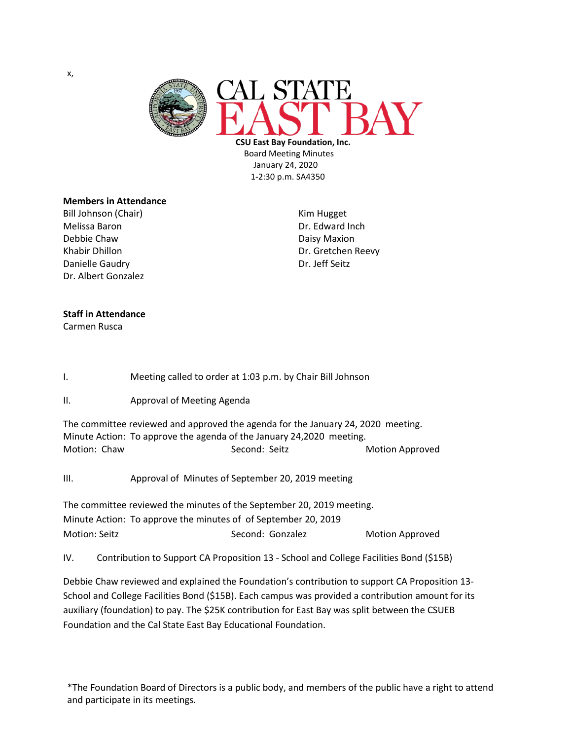x,

**CSU East Bay Foundation, Inc.**
Board Meeting Minutes
January 24, 2020
1-2:30 p.m. SA4350

**Members in Attendance**

Bill Johnson (Chair)
Melissa Baron
Debbie Chaw
Khabir Dhillon
Danielle Gaudry
Dr. Albert Gonzalez
Kim Hugget
Dr. Edward Inch
Daisy Maxion
Dr. Gretchen Reevy
Dr. Jeff Seitz

**Staff in Attendance**

Carmen Rusca

I. Meeting called to order at 1:03 p.m. by Chair Bill Johnson

II. Approval of Meeting Agenda

The committee reviewed and approved the agenda for the January 24, 2020 meeting.
Minute Action: To approve the agenda of the January 24,2020 meeting.
Motion: Chaw Second: Seitz Motion Approved

III. Approval of Minutes of September 20, 2019 meeting

The committee reviewed the minutes of the September 20, 2019 meeting.
Minute Action: To approve the minutes of of September 20, 2019
Motion: Seitz Second: Gonzalez Motion Approved

IV. Contribution to Support CA Proposition 13 - School and College Facilities Bond ($15B)

Debbie Chaw reviewed and explained the Foundation's contribution to support CA Proposition 13- School and College Facilities Bond ($15B). Each campus was provided a contribution amount for its auxiliary (foundation) to pay. The $25K contribution for East Bay was split between the CSUEB Foundation and the Cal State East Bay Educational Foundation.

*The Foundation Board of Directors is a public body, and members of the public have a right to attend and participate in its meetings.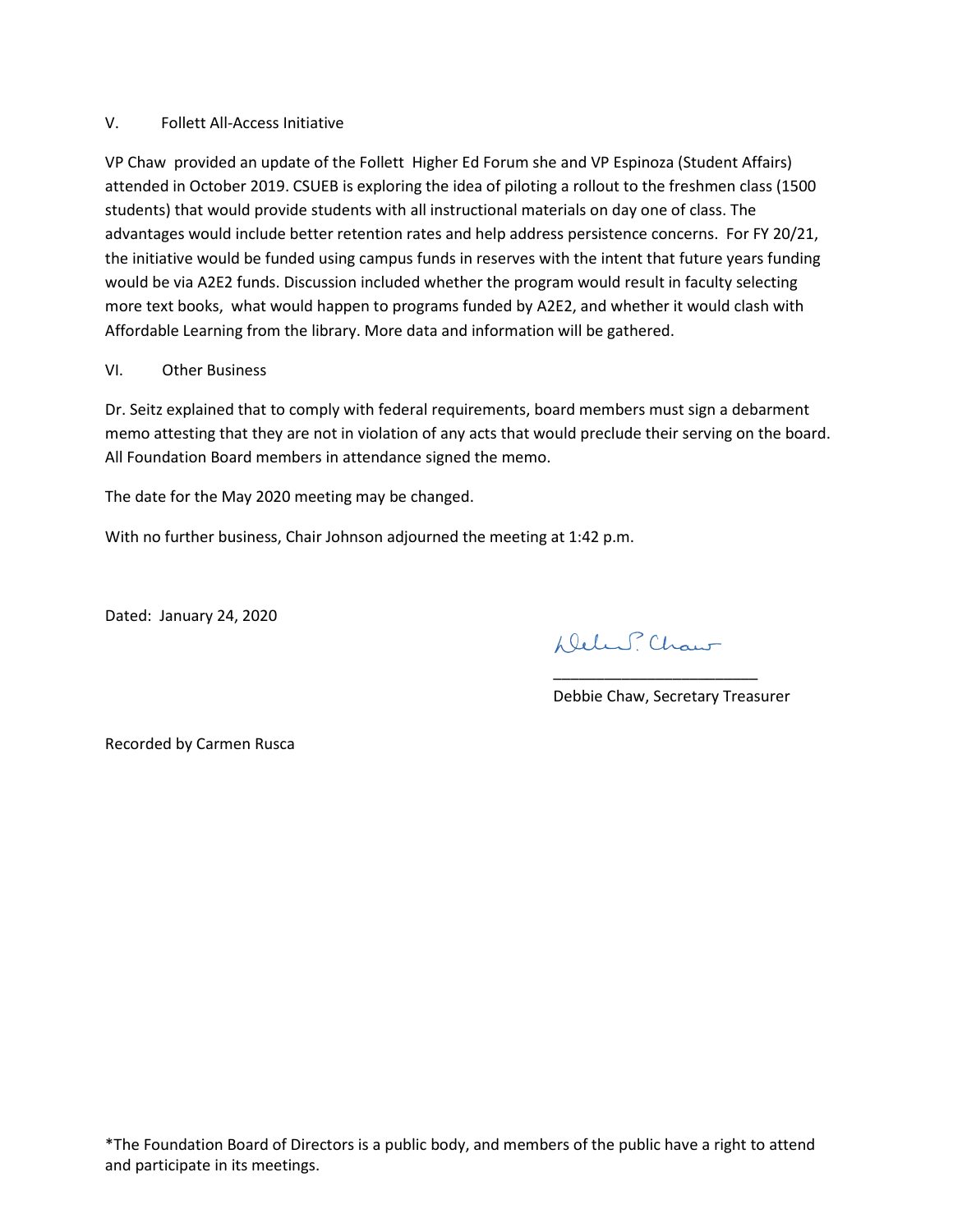## V. Follett All-Access Initiative

VP Chaw provided an update of the Follett Higher Ed Forum she and VP Espinoza (Student Affairs) attended in October 2019. CSUEB is exploring the idea of piloting a rollout to the freshmen class (1500 students) that would provide students with all instructional materials on day one of class. The advantages would include better retention rates and help address persistence concerns. For FY 20/21, the initiative would be funded using campus funds in reserves with the intent that future years funding would be via A2E2 funds. Discussion included whether the program would result in faculty selecting more text books, what would happen to programs funded by A2E2, and whether it would clash with Affordable Learning from the library. More data and information will be gathered.

## VI. Other Business

Dr. Seitz explained that to comply with federal requirements, board members must sign a debarment memo attesting that they are not in violation of any acts that would preclude their serving on the board. All Foundation Board members in attendance signed the memo.

The date for the May 2020 meeting may be changed.

With no further business, Chair Johnson adjourned the meeting at 1:42 p.m.

Dated: January 24, 2020

Debbie S. Chaw

________________________

Debbie Chaw, Secretary Treasurer

Recorded by Carmen Rusca

*The Foundation Board of Directors is a public body, and members of the public have a right to attend and participate in its meetings.